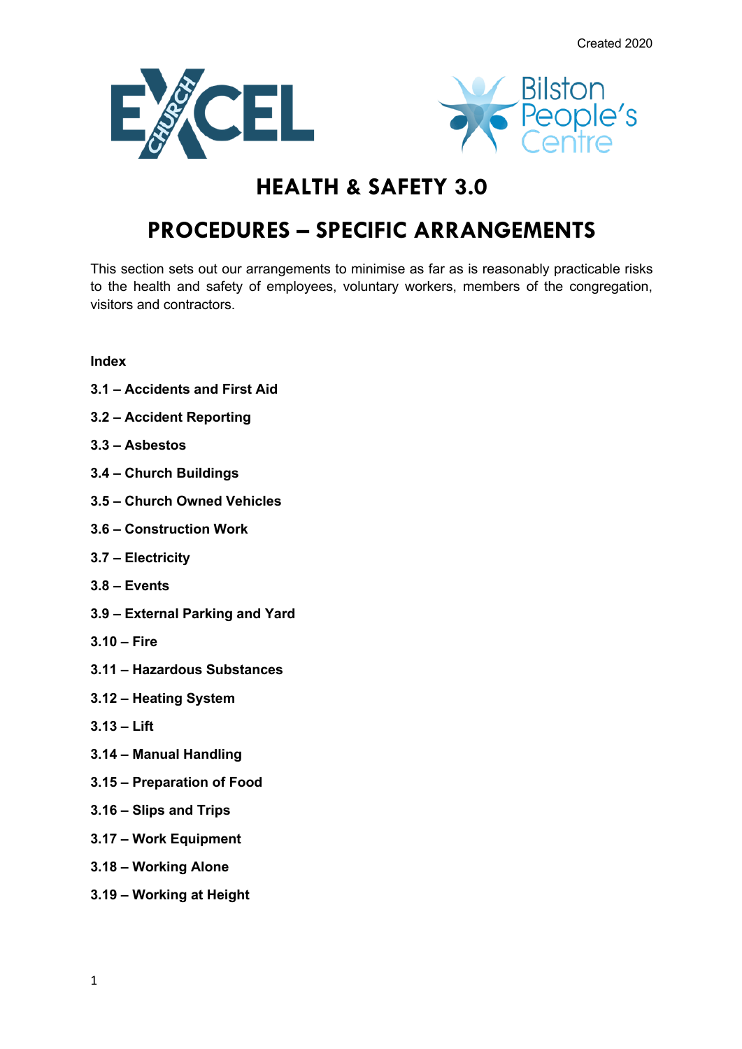Created 2020

# HEALTH & SAFETY 3.0

# PROCEDURES – SPECIFIC ARRANGEMENTS

This section sets out our arrangements to minimise as far as is reasonably practicable risks to the health and safety of employees, voluntary workers, members of the congregation, visitors and contractors.

**Index**

**3.1 – Accidents and First Aid**

**3.2 – Accident Reporting**

**3.3 – Asbestos**

**3.4 – Church Buildings**

**3.5 – Church Owned Vehicles**

**3.6 – Construction Work**

**3.7 – Electricity**

**3.8 – Events**

**3.9 – External Parking and Yard**

**3.10 – Fire**

**3.11 – Hazardous Substances**

**3.12 – Heating System**

**3.13 – Lift**

**3.14 – Manual Handling**

**3.15 – Preparation of Food**

**3.16 – Slips and Trips**

**3.17 – Work Equipment**

**3.18 – Working Alone**

**3.19 – Working at Height**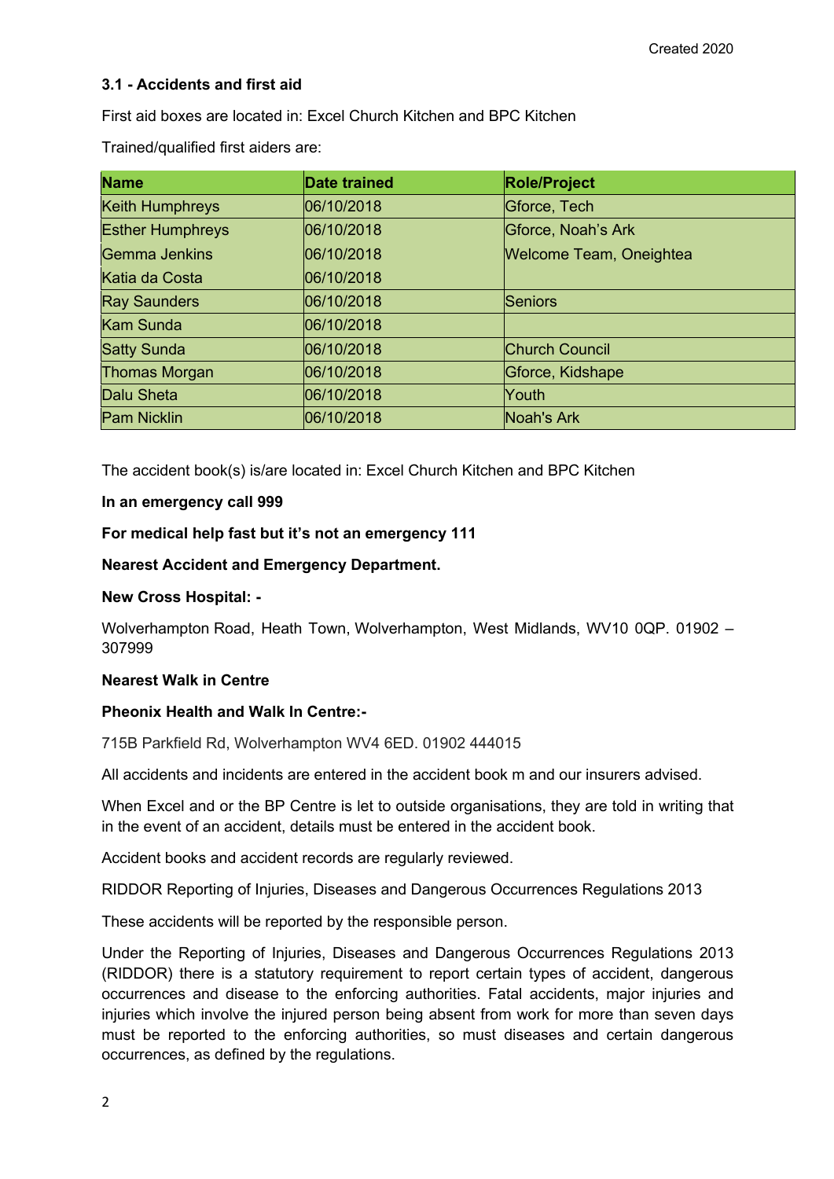Created 2020

### 3.1 - Accidents and first aid

First aid boxes are located in: Excel Church Kitchen and BPC Kitchen

Trained/qualified first aiders are:

| Name | Date trained | Role/Project |
|---|---|---|
| Keith Humphreys | 06/10/2018 | Gforce, Tech |
| Esther Humphreys | 06/10/2018 | Gforce, Noah's Ark |
| Gemma Jenkins | 06/10/2018 | Welcome Team, Oneightea |
| Katia da Costa | 06/10/2018 | |
| Ray Saunders | 06/10/2018 | Seniors |
| Kam Sunda | 06/10/2018 | |
| Satty Sunda | 06/10/2018 | Church Council |
| Thomas Morgan | 06/10/2018 | Gforce, Kidshape |
| Dalu Sheta | 06/10/2018 | Youth |
| Pam Nicklin | 06/10/2018 | Noah's Ark |

The accident book(s) is/are located in: Excel Church Kitchen and BPC Kitchen

**In an emergency call 999**

**For medical help fast but it's not an emergency 111**

**Nearest Accident and Emergency Department.**

**New Cross Hospital: -**

Wolverhampton Road, Heath Town, Wolverhampton, West Midlands, WV10 0QP. 01902 – 307999

**Nearest Walk in Centre**

**Pheonix Health and Walk In Centre:-**

715B Parkfield Rd, Wolverhampton WV4 6ED. 01902 444015

All accidents and incidents are entered in the accident book m and our insurers advised.

When Excel and or the BP Centre is let to outside organisations, they are told in writing that in the event of an accident, details must be entered in the accident book.

Accident books and accident records are regularly reviewed.

RIDDOR Reporting of Injuries, Diseases and Dangerous Occurrences Regulations 2013

These accidents will be reported by the responsible person.

Under the Reporting of Injuries, Diseases and Dangerous Occurrences Regulations 2013 (RIDDOR) there is a statutory requirement to report certain types of accident, dangerous occurrences and disease to the enforcing authorities. Fatal accidents, major injuries and injuries which involve the injured person being absent from work for more than seven days must be reported to the enforcing authorities, so must diseases and certain dangerous occurrences, as defined by the regulations.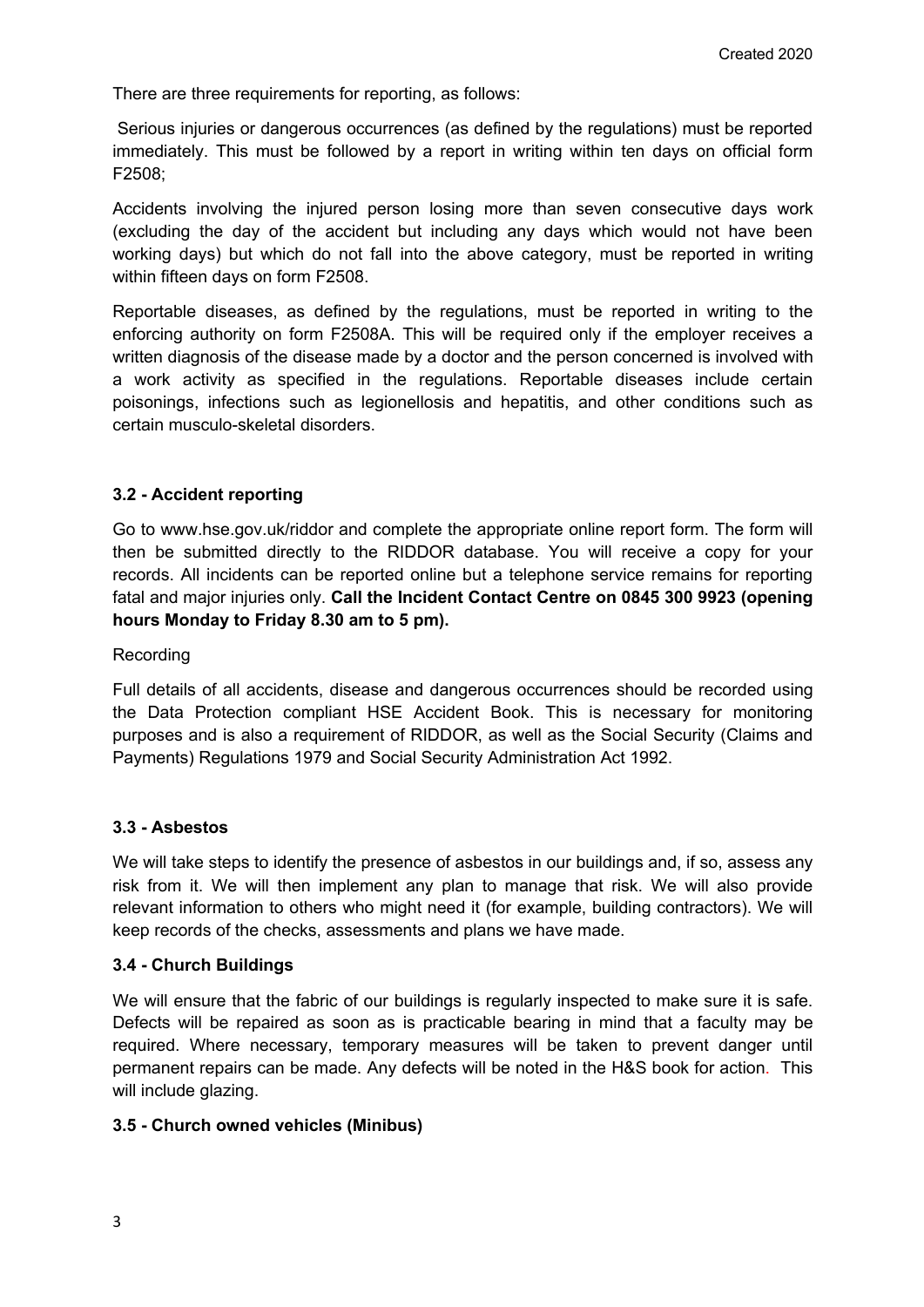There are three requirements for reporting, as follows:

Serious injuries or dangerous occurrences (as defined by the regulations) must be reported immediately. This must be followed by a report in writing within ten days on official form F2508;

Accidents involving the injured person losing more than seven consecutive days work (excluding the day of the accident but including any days which would not have been working days) but which do not fall into the above category, must be reported in writing within fifteen days on form F2508.

Reportable diseases, as defined by the regulations, must be reported in writing to the enforcing authority on form F2508A. This will be required only if the employer receives a written diagnosis of the disease made by a doctor and the person concerned is involved with a work activity as specified in the regulations. Reportable diseases include certain poisonings, infections such as legionellosis and hepatitis, and other conditions such as certain musculo-skeletal disorders.

### 3.2 - Accident reporting

Go to www.hse.gov.uk/riddor and complete the appropriate online report form. The form will then be submitted directly to the RIDDOR database. You will receive a copy for your records. All incidents can be reported online but a telephone service remains for reporting fatal and major injuries only. **Call the Incident Contact Centre on 0845 300 9923 (opening hours Monday to Friday 8.30 am to 5 pm).**

Recording

Full details of all accidents, disease and dangerous occurrences should be recorded using the Data Protection compliant HSE Accident Book. This is necessary for monitoring purposes and is also a requirement of RIDDOR, as well as the Social Security (Claims and Payments) Regulations 1979 and Social Security Administration Act 1992.

### 3.3 - Asbestos

We will take steps to identify the presence of asbestos in our buildings and, if so, assess any risk from it. We will then implement any plan to manage that risk. We will also provide relevant information to others who might need it (for example, building contractors). We will keep records of the checks, assessments and plans we have made.

### 3.4 - Church Buildings

We will ensure that the fabric of our buildings is regularly inspected to make sure it is safe. Defects will be repaired as soon as is practicable bearing in mind that a faculty may be required. Where necessary, temporary measures will be taken to prevent danger until permanent repairs can be made. Any defects will be noted in the H&S book for action. This will include glazing.

### 3.5 - Church owned vehicles (Minibus)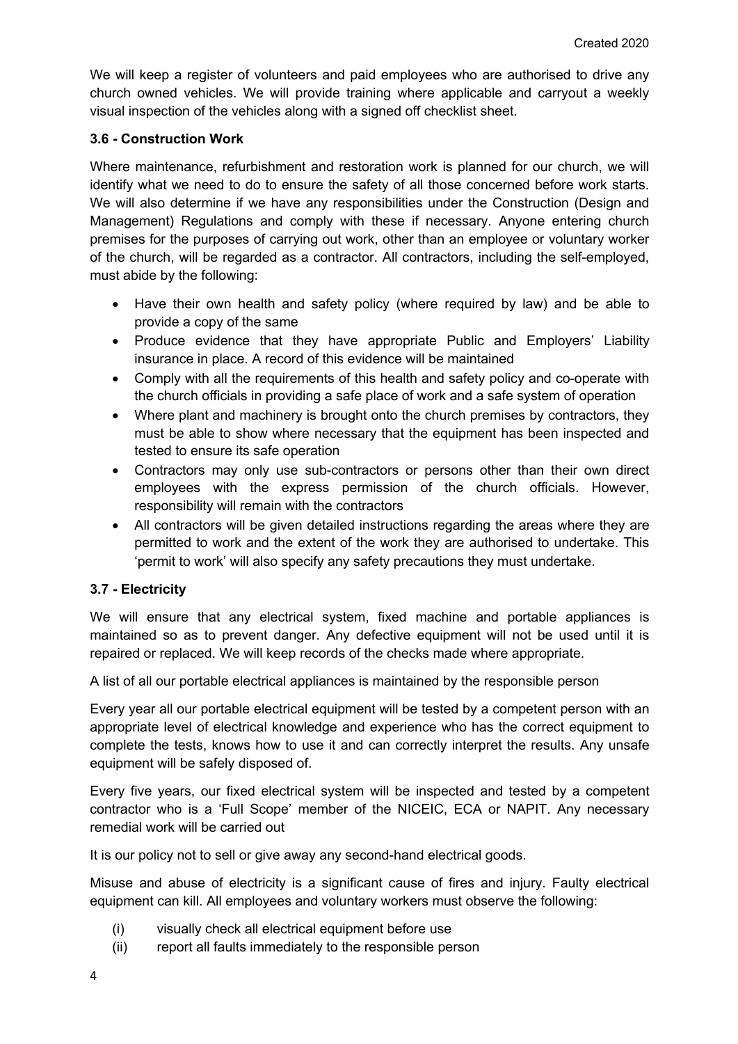We will keep a register of volunteers and paid employees who are authorised to drive any church owned vehicles. We will provide training where applicable and carryout a weekly visual inspection of the vehicles along with a signed off checklist sheet.

### 3.6 - Construction Work

Where maintenance, refurbishment and restoration work is planned for our church, we will identify what we need to do to ensure the safety of all those concerned before work starts. We will also determine if we have any responsibilities under the Construction (Design and Management) Regulations and comply with these if necessary. Anyone entering church premises for the purposes of carrying out work, other than an employee or voluntary worker of the church, will be regarded as a contractor. All contractors, including the self-employed, must abide by the following:

- Have their own health and safety policy (where required by law) and be able to provide a copy of the same
- Produce evidence that they have appropriate Public and Employers' Liability insurance in place. A record of this evidence will be maintained
- Comply with all the requirements of this health and safety policy and co-operate with the church officials in providing a safe place of work and a safe system of operation
- Where plant and machinery is brought onto the church premises by contractors, they must be able to show where necessary that the equipment has been inspected and tested to ensure its safe operation
- Contractors may only use sub-contractors or persons other than their own direct employees with the express permission of the church officials. However, responsibility will remain with the contractors
- All contractors will be given detailed instructions regarding the areas where they are permitted to work and the extent of the work they are authorised to undertake. This 'permit to work' will also specify any safety precautions they must undertake.

### 3.7 - Electricity

We will ensure that any electrical system, fixed machine and portable appliances is maintained so as to prevent danger. Any defective equipment will not be used until it is repaired or replaced. We will keep records of the checks made where appropriate.

A list of all our portable electrical appliances is maintained by the responsible person

Every year all our portable electrical equipment will be tested by a competent person with an appropriate level of electrical knowledge and experience who has the correct equipment to complete the tests, knows how to use it and can correctly interpret the results. Any unsafe equipment will be safely disposed of.

Every five years, our fixed electrical system will be inspected and tested by a competent contractor who is a 'Full Scope' member of the NICEIC, ECA or NAPIT. Any necessary remedial work will be carried out

It is our policy not to sell or give away any second-hand electrical goods.

Misuse and abuse of electricity is a significant cause of fires and injury. Faulty electrical equipment can kill. All employees and voluntary workers must observe the following:

(i) visually check all electrical equipment before use
(ii) report all faults immediately to the responsible person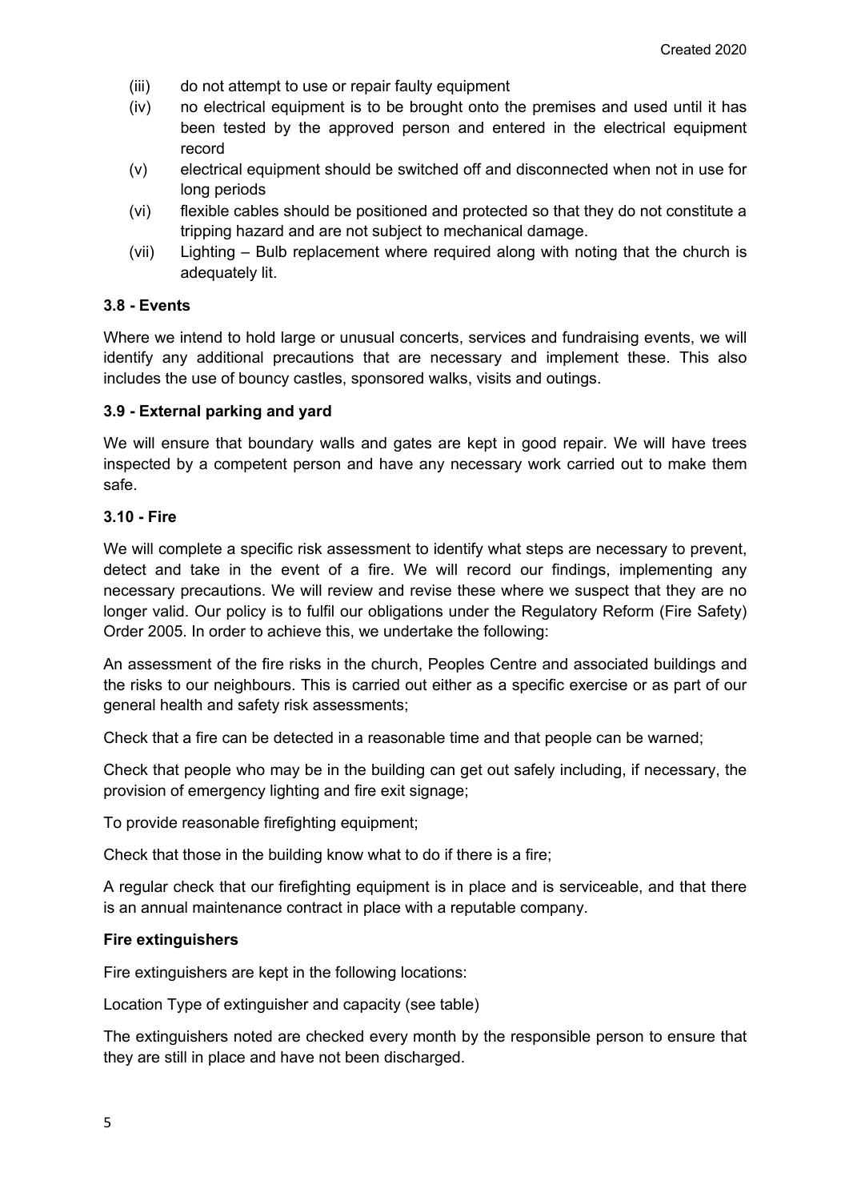(iii) do not attempt to use or repair faulty equipment

(iv) no electrical equipment is to be brought onto the premises and used until it has been tested by the approved person and entered in the electrical equipment record

(v) electrical equipment should be switched off and disconnected when not in use for long periods

(vi) flexible cables should be positioned and protected so that they do not constitute a tripping hazard and are not subject to mechanical damage.

(vii) Lighting – Bulb replacement where required along with noting that the church is adequately lit.

### 3.8 - Events

Where we intend to hold large or unusual concerts, services and fundraising events, we will identify any additional precautions that are necessary and implement these. This also includes the use of bouncy castles, sponsored walks, visits and outings.

### 3.9 - External parking and yard

We will ensure that boundary walls and gates are kept in good repair. We will have trees inspected by a competent person and have any necessary work carried out to make them safe.

### 3.10 - Fire

We will complete a specific risk assessment to identify what steps are necessary to prevent, detect and take in the event of a fire. We will record our findings, implementing any necessary precautions. We will review and revise these where we suspect that they are no longer valid. Our policy is to fulfil our obligations under the Regulatory Reform (Fire Safety) Order 2005. In order to achieve this, we undertake the following:

An assessment of the fire risks in the church, Peoples Centre and associated buildings and the risks to our neighbours. This is carried out either as a specific exercise or as part of our general health and safety risk assessments;

Check that a fire can be detected in a reasonable time and that people can be warned;

Check that people who may be in the building can get out safely including, if necessary, the provision of emergency lighting and fire exit signage;

To provide reasonable firefighting equipment;

Check that those in the building know what to do if there is a fire;

A regular check that our firefighting equipment is in place and is serviceable, and that there is an annual maintenance contract in place with a reputable company.

**Fire extinguishers**

Fire extinguishers are kept in the following locations:

Location Type of extinguisher and capacity (see table)

The extinguishers noted are checked every month by the responsible person to ensure that they are still in place and have not been discharged.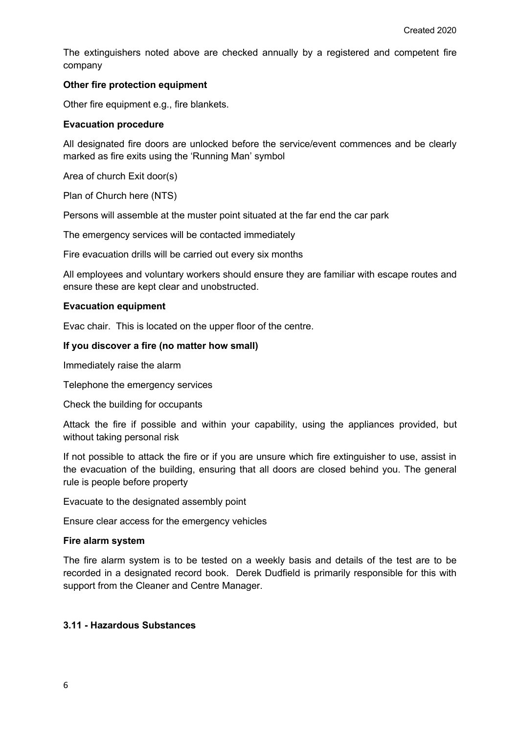The extinguishers noted above are checked annually by a registered and competent fire company

**Other fire protection equipment**

Other fire equipment e.g., fire blankets.

**Evacuation procedure**

All designated fire doors are unlocked before the service/event commences and be clearly marked as fire exits using the 'Running Man' symbol

Area of church Exit door(s)

Plan of Church here (NTS)

Persons will assemble at the muster point situated at the far end the car park

The emergency services will be contacted immediately

Fire evacuation drills will be carried out every six months

All employees and voluntary workers should ensure they are familiar with escape routes and ensure these are kept clear and unobstructed.

**Evacuation equipment**

Evac chair. This is located on the upper floor of the centre.

**If you discover a fire (no matter how small)**

Immediately raise the alarm

Telephone the emergency services

Check the building for occupants

Attack the fire if possible and within your capability, using the appliances provided, but without taking personal risk

If not possible to attack the fire or if you are unsure which fire extinguisher to use, assist in the evacuation of the building, ensuring that all doors are closed behind you. The general rule is people before property

Evacuate to the designated assembly point

Ensure clear access for the emergency vehicles

**Fire alarm system**

The fire alarm system is to be tested on a weekly basis and details of the test are to be recorded in a designated record book. Derek Dudfield is primarily responsible for this with support from the Cleaner and Centre Manager.

### 3.11 - Hazardous Substances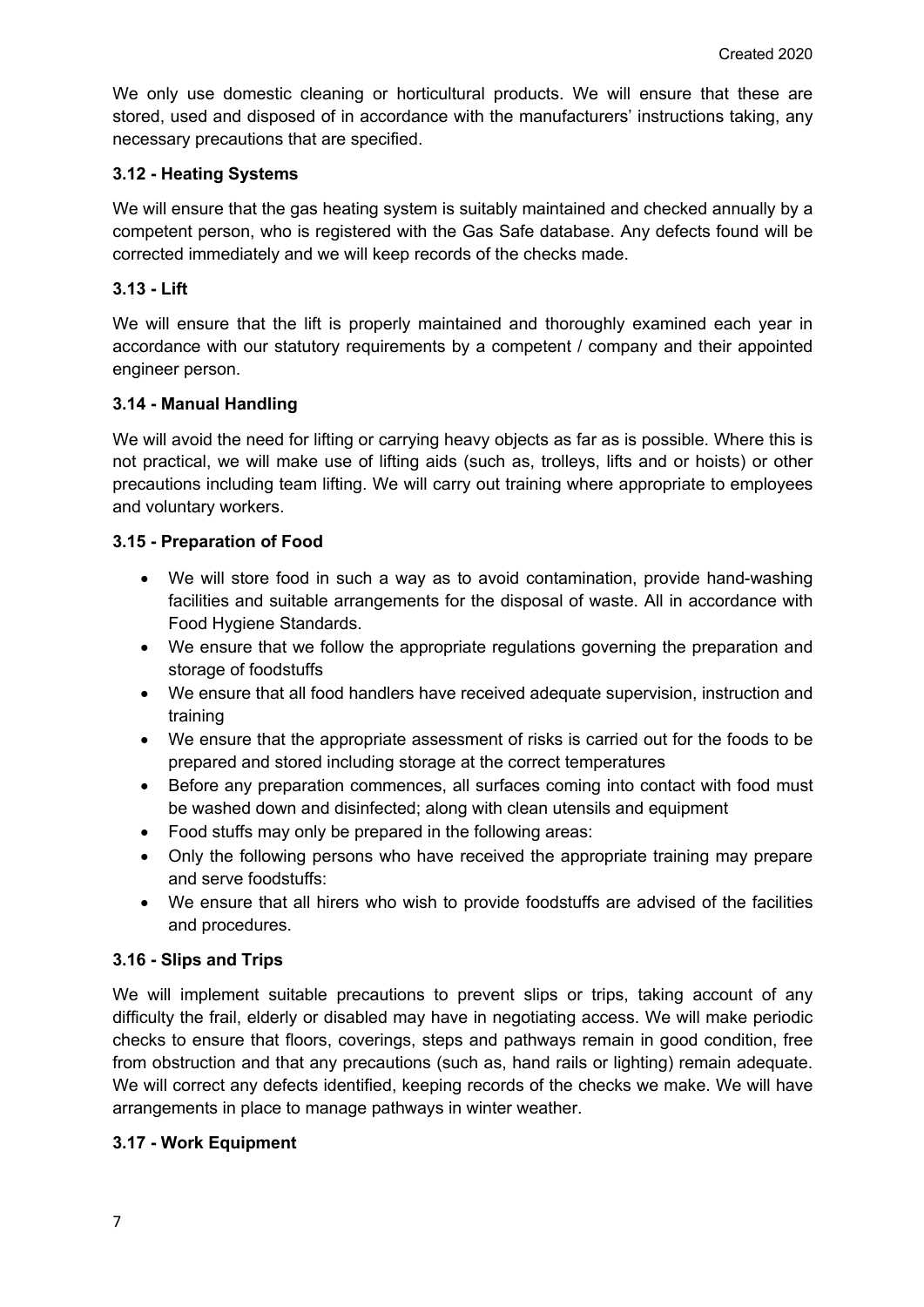We only use domestic cleaning or horticultural products. We will ensure that these are stored, used and disposed of in accordance with the manufacturers' instructions taking, any necessary precautions that are specified.

### 3.12 - Heating Systems

We will ensure that the gas heating system is suitably maintained and checked annually by a competent person, who is registered with the Gas Safe database. Any defects found will be corrected immediately and we will keep records of the checks made.

### 3.13 - Lift

We will ensure that the lift is properly maintained and thoroughly examined each year in accordance with our statutory requirements by a competent / company and their appointed engineer person.

### 3.14 - Manual Handling

We will avoid the need for lifting or carrying heavy objects as far as is possible. Where this is not practical, we will make use of lifting aids (such as, trolleys, lifts and or hoists) or other precautions including team lifting. We will carry out training where appropriate to employees and voluntary workers.

### 3.15 - Preparation of Food

- We will store food in such a way as to avoid contamination, provide hand-washing facilities and suitable arrangements for the disposal of waste. All in accordance with Food Hygiene Standards.
- We ensure that we follow the appropriate regulations governing the preparation and storage of foodstuffs
- We ensure that all food handlers have received adequate supervision, instruction and training
- We ensure that the appropriate assessment of risks is carried out for the foods to be prepared and stored including storage at the correct temperatures
- Before any preparation commences, all surfaces coming into contact with food must be washed down and disinfected; along with clean utensils and equipment
- Food stuffs may only be prepared in the following areas:
- Only the following persons who have received the appropriate training may prepare and serve foodstuffs:
- We ensure that all hirers who wish to provide foodstuffs are advised of the facilities and procedures.

### 3.16 - Slips and Trips

We will implement suitable precautions to prevent slips or trips, taking account of any difficulty the frail, elderly or disabled may have in negotiating access. We will make periodic checks to ensure that floors, coverings, steps and pathways remain in good condition, free from obstruction and that any precautions (such as, hand rails or lighting) remain adequate. We will correct any defects identified, keeping records of the checks we make. We will have arrangements in place to manage pathways in winter weather.

### 3.17 - Work Equipment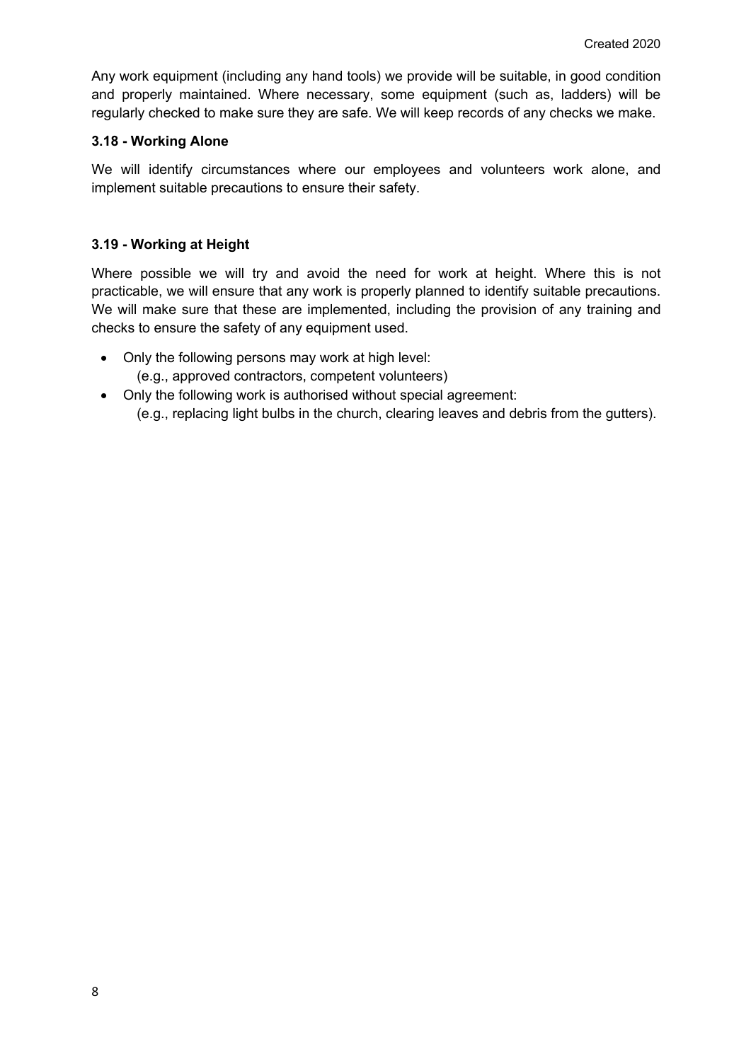Any work equipment (including any hand tools) we provide will be suitable, in good condition and properly maintained. Where necessary, some equipment (such as, ladders) will be regularly checked to make sure they are safe. We will keep records of any checks we make.

### 3.18 - Working Alone

We will identify circumstances where our employees and volunteers work alone, and implement suitable precautions to ensure their safety.

### 3.19 - Working at Height

Where possible we will try and avoid the need for work at height. Where this is not practicable, we will ensure that any work is properly planned to identify suitable precautions. We will make sure that these are implemented, including the provision of any training and checks to ensure the safety of any equipment used.

- Only the following persons may work at high level:
  (e.g., approved contractors, competent volunteers)
- Only the following work is authorised without special agreement:
  (e.g., replacing light bulbs in the church, clearing leaves and debris from the gutters).